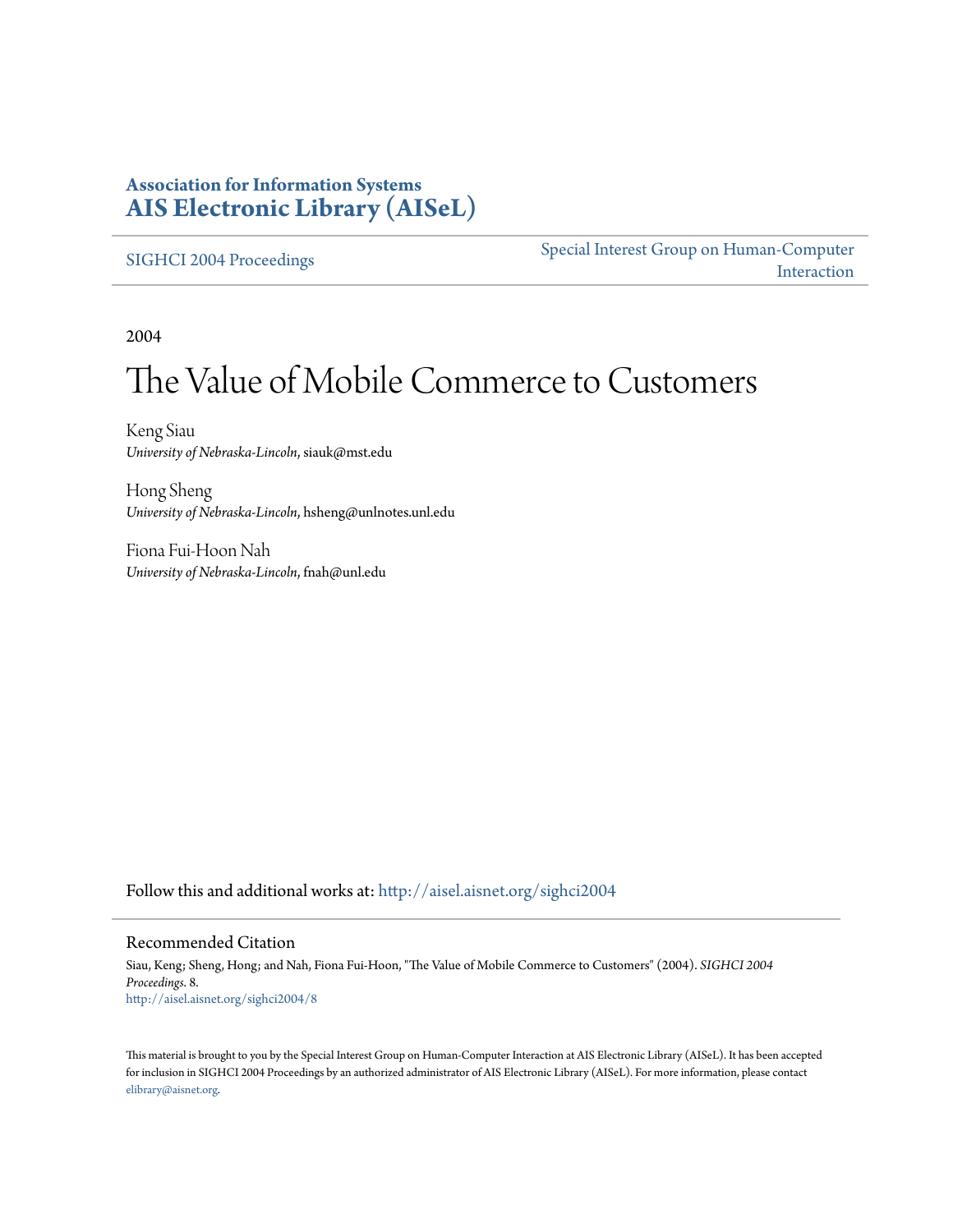**Association for Information Systems**
**AIS Electronic Library (AISeL)**

SIGHCI 2004 Proceedings

Special Interest Group on Human-Computer Interaction

2004

# The Value of Mobile Commerce to Customers

Keng Siau
*University of Nebraska-Lincoln*, siauk@mst.edu

Hong Sheng
*University of Nebraska-Lincoln*, hsheng@unlnotes.unl.edu

Fiona Fui-Hoon Nah
*University of Nebraska-Lincoln*, fnah@unl.edu

Follow this and additional works at: http://aisel.aisnet.org/sighci2004

## Recommended Citation

Siau, Keng; Sheng, Hong; and Nah, Fiona Fui-Hoon, "The Value of Mobile Commerce to Customers" (2004). *SIGHCI 2004 Proceedings*. 8.
http://aisel.aisnet.org/sighci2004/8

This material is brought to you by the Special Interest Group on Human-Computer Interaction at AIS Electronic Library (AISeL). It has been accepted for inclusion in SIGHCI 2004 Proceedings by an authorized administrator of AIS Electronic Library (AISeL). For more information, please contact elibrary@aisnet.org.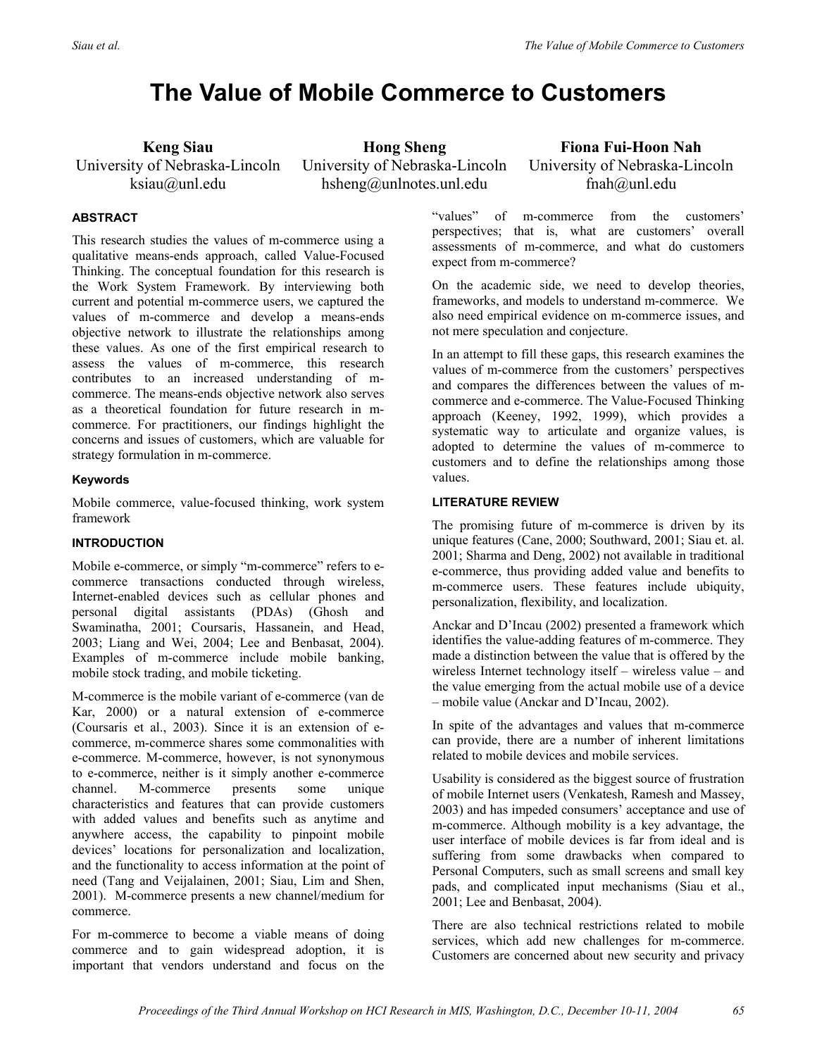# The Value of Mobile Commerce to Customers

**Keng Siau**
University of Nebraska-Lincoln
ksiau@unl.edu

**Hong Sheng**
University of Nebraska-Lincoln
hsheng@unlnotes.unl.edu

**Fiona Fui-Hoon Nah**
University of Nebraska-Lincoln
fnah@unl.edu

### ABSTRACT

This research studies the values of m-commerce using a qualitative means-ends approach, called Value-Focused Thinking. The conceptual foundation for this research is the Work System Framework. By interviewing both current and potential m-commerce users, we captured the values of m-commerce and develop a means-ends objective network to illustrate the relationships among these values. As one of the first empirical research to assess the values of m-commerce, this research contributes to an increased understanding of m-commerce. The means-ends objective network also serves as a theoretical foundation for future research in m-commerce. For practitioners, our findings highlight the concerns and issues of customers, which are valuable for strategy formulation in m-commerce.

### Keywords

Mobile commerce, value-focused thinking, work system framework

### INTRODUCTION

Mobile e-commerce, or simply "m-commerce" refers to e-commerce transactions conducted through wireless, Internet-enabled devices such as cellular phones and personal digital assistants (PDAs) (Ghosh and Swaminatha, 2001; Coursaris, Hassanein, and Head, 2003; Liang and Wei, 2004; Lee and Benbasat, 2004). Examples of m-commerce include mobile banking, mobile stock trading, and mobile ticketing.

M-commerce is the mobile variant of e-commerce (van de Kar, 2000) or a natural extension of e-commerce (Coursaris et al., 2003). Since it is an extension of e-commerce, m-commerce shares some commonalities with e-commerce. M-commerce, however, is not synonymous to e-commerce, neither is it simply another e-commerce channel. M-commerce presents some unique characteristics and features that can provide customers with added values and benefits such as anytime and anywhere access, the capability to pinpoint mobile devices' locations for personalization and localization, and the functionality to access information at the point of need (Tang and Veijalainen, 2001; Siau, Lim and Shen, 2001). M-commerce presents a new channel/medium for commerce.

For m-commerce to become a viable means of doing commerce and to gain widespread adoption, it is important that vendors understand and focus on the "values" of m-commerce from the customers' perspectives; that is, what are customers' overall assessments of m-commerce, and what do customers expect from m-commerce?

On the academic side, we need to develop theories, frameworks, and models to understand m-commerce. We also need empirical evidence on m-commerce issues, and not mere speculation and conjecture.

In an attempt to fill these gaps, this research examines the values of m-commerce from the customers' perspectives and compares the differences between the values of m-commerce and e-commerce. The Value-Focused Thinking approach (Keeney, 1992, 1999), which provides a systematic way to articulate and organize values, is adopted to determine the values of m-commerce to customers and to define the relationships among those values.

### LITERATURE REVIEW

The promising future of m-commerce is driven by its unique features (Cane, 2000; Southward, 2001; Siau et. al. 2001; Sharma and Deng, 2002) not available in traditional e-commerce, thus providing added value and benefits to m-commerce users. These features include ubiquity, personalization, flexibility, and localization.

Anckar and D'Incau (2002) presented a framework which identifies the value-adding features of m-commerce. They made a distinction between the value that is offered by the wireless Internet technology itself – wireless value – and the value emerging from the actual mobile use of a device – mobile value (Anckar and D'Incau, 2002).

In spite of the advantages and values that m-commerce can provide, there are a number of inherent limitations related to mobile devices and mobile services.

Usability is considered as the biggest source of frustration of mobile Internet users (Venkatesh, Ramesh and Massey, 2003) and has impeded consumers' acceptance and use of m-commerce. Although mobility is a key advantage, the user interface of mobile devices is far from ideal and is suffering from some drawbacks when compared to Personal Computers, such as small screens and small key pads, and complicated input mechanisms (Siau et al., 2001; Lee and Benbasat, 2004).

There are also technical restrictions related to mobile services, which add new challenges for m-commerce. Customers are concerned about new security and privacy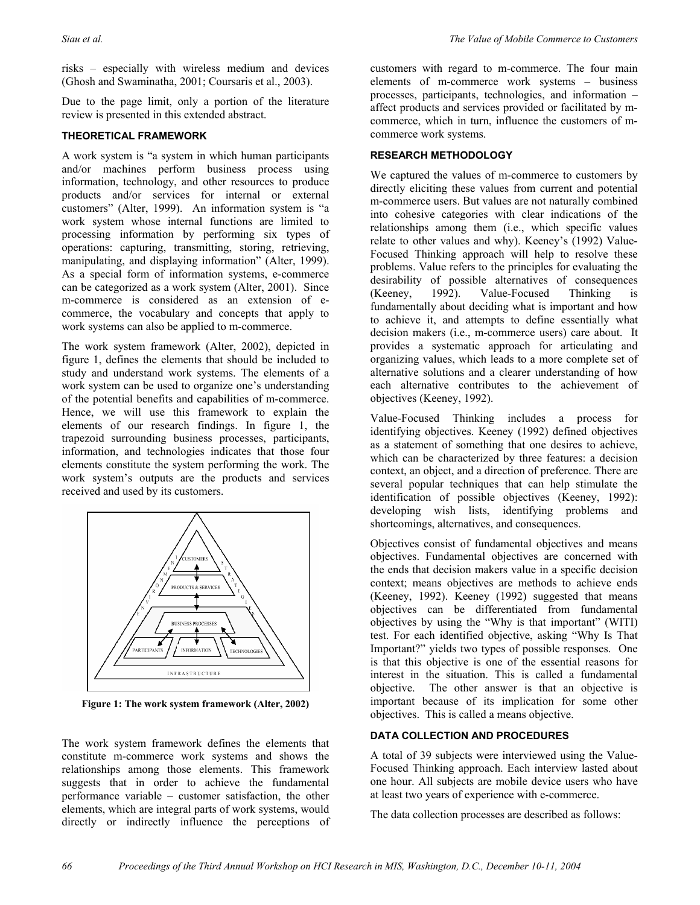risks – especially with wireless medium and devices (Ghosh and Swaminatha, 2001; Coursaris et al., 2003).

Due to the page limit, only a portion of the literature review is presented in this extended abstract.

### THEORETICAL FRAMEWORK

A work system is "a system in which human participants and/or machines perform business process using information, technology, and other resources to produce products and/or services for internal or external customers" (Alter, 1999). An information system is "a work system whose internal functions are limited to processing information by performing six types of operations: capturing, transmitting, storing, retrieving, manipulating, and displaying information" (Alter, 1999). As a special form of information systems, e-commerce can be categorized as a work system (Alter, 2001). Since m-commerce is considered as an extension of e-commerce, the vocabulary and concepts that apply to work systems can also be applied to m-commerce.

The work system framework (Alter, 2002), depicted in figure 1, defines the elements that should be included to study and understand work systems. The elements of a work system can be used to organize one's understanding of the potential benefits and capabilities of m-commerce. Hence, we will use this framework to explain the elements of our research findings. In figure 1, the trapezoid surrounding business processes, participants, information, and technologies indicates that those four elements constitute the system performing the work. The work system's outputs are the products and services received and used by its customers.

**Figure 1: The work system framework (Alter, 2002)**

The work system framework defines the elements that constitute m-commerce work systems and shows the relationships among those elements. This framework suggests that in order to achieve the fundamental performance variable – customer satisfaction, the other elements, which are integral parts of work systems, would directly or indirectly influence the perceptions of customers with regard to m-commerce. The four main elements of m-commerce work systems – business processes, participants, technologies, and information – affect products and services provided or facilitated by m-commerce, which in turn, influence the customers of m-commerce work systems.

### RESEARCH METHODOLOGY

We captured the values of m-commerce to customers by directly eliciting these values from current and potential m-commerce users. But values are not naturally combined into cohesive categories with clear indications of the relationships among them (i.e., which specific values relate to other values and why). Keeney's (1992) Value-Focused Thinking approach will help to resolve these problems. Value refers to the principles for evaluating the desirability of possible alternatives of consequences (Keeney, 1992). Value-Focused Thinking is fundamentally about deciding what is important and how to achieve it, and attempts to define essentially what decision makers (i.e., m-commerce users) care about. It provides a systematic approach for articulating and organizing values, which leads to a more complete set of alternative solutions and a clearer understanding of how each alternative contributes to the achievement of objectives (Keeney, 1992).

Value-Focused Thinking includes a process for identifying objectives. Keeney (1992) defined objectives as a statement of something that one desires to achieve, which can be characterized by three features: a decision context, an object, and a direction of preference. There are several popular techniques that can help stimulate the identification of possible objectives (Keeney, 1992): developing wish lists, identifying problems and shortcomings, alternatives, and consequences.

Objectives consist of fundamental objectives and means objectives. Fundamental objectives are concerned with the ends that decision makers value in a specific decision context; means objectives are methods to achieve ends (Keeney, 1992). Keeney (1992) suggested that means objectives can be differentiated from fundamental objectives by using the "Why is that important" (WITI) test. For each identified objective, asking "Why Is That Important?" yields two types of possible responses. One is that this objective is one of the essential reasons for interest in the situation. This is called a fundamental objective. The other answer is that an objective is important because of its implication for some other objectives. This is called a means objective.

### DATA COLLECTION AND PROCEDURES

A total of 39 subjects were interviewed using the Value-Focused Thinking approach. Each interview lasted about one hour. All subjects are mobile device users who have at least two years of experience with e-commerce.

The data collection processes are described as follows: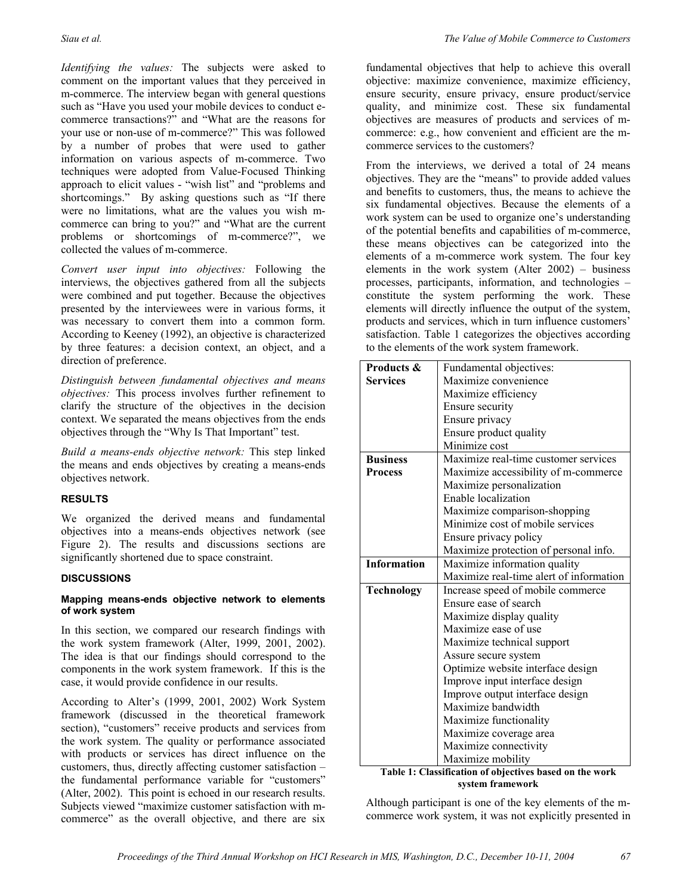*Identifying the values:* The subjects were asked to comment on the important values that they perceived in m-commerce. The interview began with general questions such as "Have you used your mobile devices to conduct e-commerce transactions?" and "What are the reasons for your use or non-use of m-commerce?" This was followed by a number of probes that were used to gather information on various aspects of m-commerce. Two techniques were adopted from Value-Focused Thinking approach to elicit values - "wish list" and "problems and shortcomings." By asking questions such as "If there were no limitations, what are the values you wish m-commerce can bring to you?" and "What are the current problems or shortcomings of m-commerce?", we collected the values of m-commerce.

*Convert user input into objectives:* Following the interviews, the objectives gathered from all the subjects were combined and put together. Because the objectives presented by the interviewees were in various forms, it was necessary to convert them into a common form. According to Keeney (1992), an objective is characterized by three features: a decision context, an object, and a direction of preference.

*Distinguish between fundamental objectives and means objectives:* This process involves further refinement to clarify the structure of the objectives in the decision context. We separated the means objectives from the ends objectives through the "Why Is That Important" test.

*Build a means-ends objective network:* This step linked the means and ends objectives by creating a means-ends objectives network.

## RESULTS

We organized the derived means and fundamental objectives into a means-ends objectives network (see Figure 2). The results and discussions sections are significantly shortened due to space constraint.

## DISCUSSIONS

### Mapping means-ends objective network to elements of work system

In this section, we compared our research findings with the work system framework (Alter, 1999, 2001, 2002). The idea is that our findings should correspond to the components in the work system framework. If this is the case, it would provide confidence in our results.

According to Alter's (1999, 2001, 2002) Work System framework (discussed in the theoretical framework section), "customers" receive products and services from the work system. The quality or performance associated with products or services has direct influence on the customers, thus, directly affecting customer satisfaction – the fundamental performance variable for "customers" (Alter, 2002). This point is echoed in our research results. Subjects viewed "maximize customer satisfaction with m-commerce" as the overall objective, and there are six fundamental objectives that help to achieve this overall objective: maximize convenience, maximize efficiency, ensure security, ensure privacy, ensure product/service quality, and minimize cost. These six fundamental objectives are measures of products and services of m-commerce: e.g., how convenient and efficient are the m-commerce services to the customers?

From the interviews, we derived a total of 24 means objectives. They are the "means" to provide added values and benefits to customers, thus, the means to achieve the six fundamental objectives. Because the elements of a work system can be used to organize one's understanding of the potential benefits and capabilities of m-commerce, these means objectives can be categorized into the elements of a m-commerce work system. The four key elements in the work system (Alter 2002) – business processes, participants, information, and technologies – constitute the system performing the work. These elements will directly influence the output of the system, products and services, which in turn influence customers' satisfaction. Table 1 categorizes the objectives according to the elements of the work system framework.

| | |
|---|---|
| **Products & Services** | Fundamental objectives:<br>Maximize convenience<br>Maximize efficiency<br>Ensure security<br>Ensure privacy<br>Ensure product quality<br>Minimize cost |
| **Business Process** | Maximize real-time customer services<br>Maximize accessibility of m-commerce<br>Maximize personalization<br>Enable localization<br>Maximize comparison-shopping<br>Minimize cost of mobile services<br>Ensure privacy policy<br>Maximize protection of personal info. |
| **Information** | Maximize information quality<br>Maximize real-time alert of information |
| **Technology** | Increase speed of mobile commerce<br>Ensure ease of search<br>Maximize display quality<br>Maximize ease of use<br>Maximize technical support<br>Assure secure system<br>Optimize website interface design<br>Improve input interface design<br>Improve output interface design<br>Maximize bandwidth<br>Maximize functionality<br>Maximize coverage area<br>Maximize connectivity<br>Maximize mobility |

**Table 1: Classification of objectives based on the work system framework**

Although participant is one of the key elements of the m-commerce work system, it was not explicitly presented in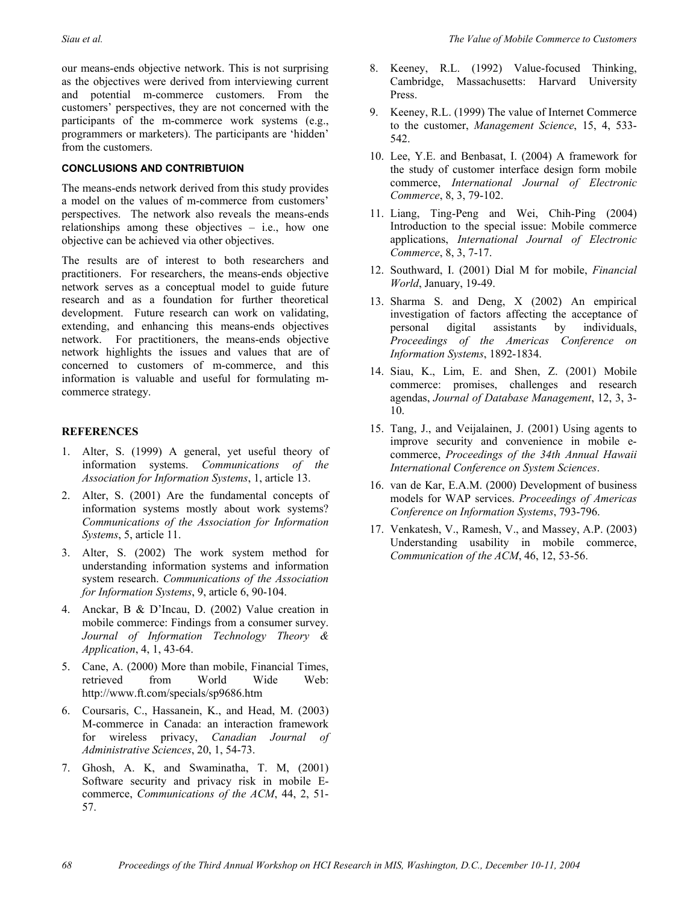our means-ends objective network. This is not surprising as the objectives were derived from interviewing current and potential m-commerce customers. From the customers' perspectives, they are not concerned with the participants of the m-commerce work systems (e.g., programmers or marketers). The participants are 'hidden' from the customers.

#### CONCLUSIONS AND CONTRIBTUION

The means-ends network derived from this study provides a model on the values of m-commerce from customers' perspectives. The network also reveals the means-ends relationships among these objectives – i.e., how one objective can be achieved via other objectives.

The results are of interest to both researchers and practitioners. For researchers, the means-ends objective network serves as a conceptual model to guide future research and as a foundation for further theoretical development. Future research can work on validating, extending, and enhancing this means-ends objectives network. For practitioners, the means-ends objective network highlights the issues and values that are of concerned to customers of m-commerce, and this information is valuable and useful for formulating m-commerce strategy.

## REFERENCES

1. Alter, S. (1999) A general, yet useful theory of information systems. *Communications of the Association for Information Systems*, 1, article 13.
2. Alter, S. (2001) Are the fundamental concepts of information systems mostly about work systems? *Communications of the Association for Information Systems*, 5, article 11.
3. Alter, S. (2002) The work system method for understanding information systems and information system research. *Communications of the Association for Information Systems*, 9, article 6, 90-104.
4. Anckar, B & D'Incau, D. (2002) Value creation in mobile commerce: Findings from a consumer survey. *Journal of Information Technology Theory & Application*, 4, 1, 43-64.
5. Cane, A. (2000) More than mobile, Financial Times, retrieved from World Wide Web: http://www.ft.com/specials/sp9686.htm
6. Coursaris, C., Hassanein, K., and Head, M. (2003) M-commerce in Canada: an interaction framework for wireless privacy, *Canadian Journal of Administrative Sciences*, 20, 1, 54-73.
7. Ghosh, A. K, and Swaminatha, T. M, (2001) Software security and privacy risk in mobile E-commerce, *Communications of the ACM*, 44, 2, 51-57.
8. Keeney, R.L. (1992) Value-focused Thinking, Cambridge, Massachusetts: Harvard University Press.
9. Keeney, R.L. (1999) The value of Internet Commerce to the customer, *Management Science*, 15, 4, 533-542.
10. Lee, Y.E. and Benbasat, I. (2004) A framework for the study of customer interface design form mobile commerce, *International Journal of Electronic Commerce*, 8, 3, 79-102.
11. Liang, Ting-Peng and Wei, Chih-Ping (2004) Introduction to the special issue: Mobile commerce applications, *International Journal of Electronic Commerce*, 8, 3, 7-17.
12. Southward, I. (2001) Dial M for mobile, *Financial World*, January, 19-49.
13. Sharma S. and Deng, X (2002) An empirical investigation of factors affecting the acceptance of personal digital assistants by individuals, *Proceedings of the Americas Conference on Information Systems*, 1892-1834.
14. Siau, K., Lim, E. and Shen, Z. (2001) Mobile commerce: promises, challenges and research agendas, *Journal of Database Management*, 12, 3, 3-10.
15. Tang, J., and Veijalainen, J. (2001) Using agents to improve security and convenience in mobile e-commerce, *Proceedings of the 34th Annual Hawaii International Conference on System Sciences*.
16. van de Kar, E.A.M. (2000) Development of business models for WAP services. *Proceedings of Americas Conference on Information Systems*, 793-796.
17. Venkatesh, V., Ramesh, V., and Massey, A.P. (2003) Understanding usability in mobile commerce, *Communication of the ACM*, 46, 12, 53-56.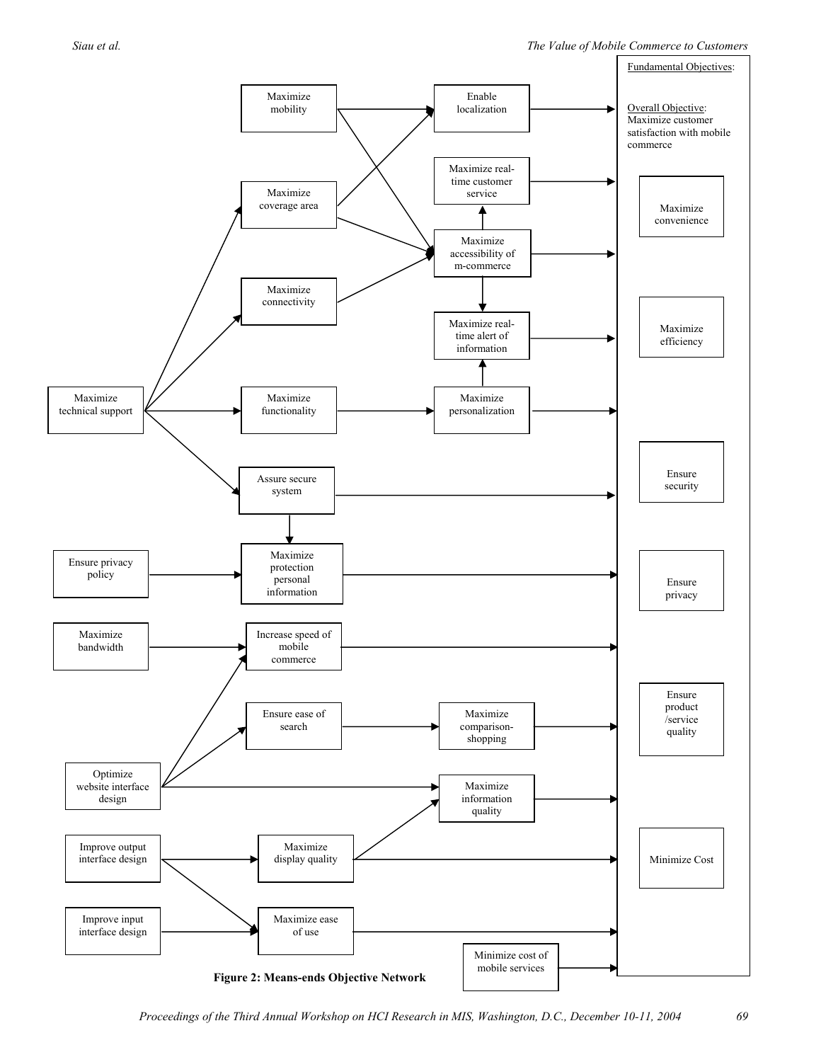Fundamental Objectives:

Overall Objective: Maximize customer satisfaction with mobile commerce

Maximize convenience

Maximize efficiency

Ensure security

Ensure privacy

Ensure product /service quality

Minimize Cost

Maximize mobility

Enable localization

Maximize real-time customer service

Maximize coverage area

Maximize accessibility of m-commerce

Maximize connectivity

Maximize real-time alert of information

Maximize technical support

Maximize functionality

Maximize personalization

Assure secure system

Ensure privacy policy

Maximize protection personal information

Maximize bandwidth

Increase speed of mobile commerce

Ensure ease of search

Maximize comparison-shopping

Optimize website interface design

Maximize information quality

Improve output interface design

Maximize display quality

Improve input interface design

Maximize ease of use

Minimize cost of mobile services

**Figure 2: Means-ends Objective Network**